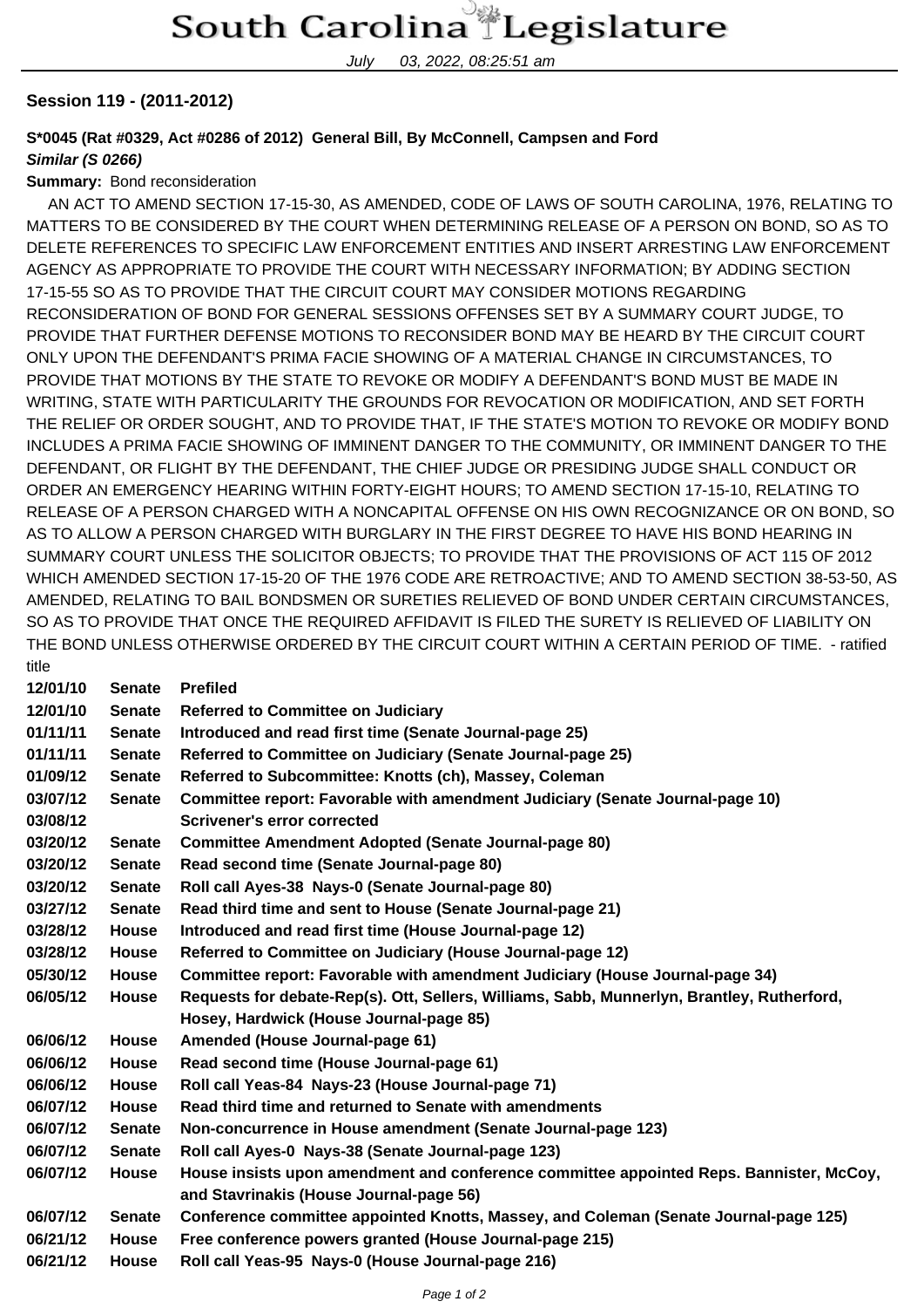**Session 119 - (2011-2012)**

**S*0045 (Rat #0329, Act #0286 of 2012) General Bill, By McConnell, Campsen and Ford**
***Similar (S 0266)***

**Summary:** Bond reconsideration

AN ACT TO AMEND SECTION 17-15-30, AS AMENDED, CODE OF LAWS OF SOUTH CAROLINA, 1976, RELATING TO MATTERS TO BE CONSIDERED BY THE COURT WHEN DETERMINING RELEASE OF A PERSON ON BOND, SO AS TO DELETE REFERENCES TO SPECIFIC LAW ENFORCEMENT ENTITIES AND INSERT ARRESTING LAW ENFORCEMENT AGENCY AS APPROPRIATE TO PROVIDE THE COURT WITH NECESSARY INFORMATION; BY ADDING SECTION 17-15-55 SO AS TO PROVIDE THAT THE CIRCUIT COURT MAY CONSIDER MOTIONS REGARDING RECONSIDERATION OF BOND FOR GENERAL SESSIONS OFFENSES SET BY A SUMMARY COURT JUDGE, TO PROVIDE THAT FURTHER DEFENSE MOTIONS TO RECONSIDER BOND MAY BE HEARD BY THE CIRCUIT COURT ONLY UPON THE DEFENDANT'S PRIMA FACIE SHOWING OF A MATERIAL CHANGE IN CIRCUMSTANCES, TO PROVIDE THAT MOTIONS BY THE STATE TO REVOKE OR MODIFY A DEFENDANT'S BOND MUST BE MADE IN WRITING, STATE WITH PARTICULARITY THE GROUNDS FOR REVOCATION OR MODIFICATION, AND SET FORTH THE RELIEF OR ORDER SOUGHT, AND TO PROVIDE THAT, IF THE STATE'S MOTION TO REVOKE OR MODIFY BOND INCLUDES A PRIMA FACIE SHOWING OF IMMINENT DANGER TO THE COMMUNITY, OR IMMINENT DANGER TO THE DEFENDANT, OR FLIGHT BY THE DEFENDANT, THE CHIEF JUDGE OR PRESIDING JUDGE SHALL CONDUCT OR ORDER AN EMERGENCY HEARING WITHIN FORTY-EIGHT HOURS; TO AMEND SECTION 17-15-10, RELATING TO RELEASE OF A PERSON CHARGED WITH A NONCAPITAL OFFENSE ON HIS OWN RECOGNIZANCE OR ON BOND, SO AS TO ALLOW A PERSON CHARGED WITH BURGLARY IN THE FIRST DEGREE TO HAVE HIS BOND HEARING IN SUMMARY COURT UNLESS THE SOLICITOR OBJECTS; TO PROVIDE THAT THE PROVISIONS OF ACT 115 OF 2012 WHICH AMENDED SECTION 17-15-20 OF THE 1976 CODE ARE RETROACTIVE; AND TO AMEND SECTION 38-53-50, AS AMENDED, RELATING TO BAIL BONDSMEN OR SURETIES RELIEVED OF BOND UNDER CERTAIN CIRCUMSTANCES, SO AS TO PROVIDE THAT ONCE THE REQUIRED AFFIDAVIT IS FILED THE SURETY IS RELIEVED OF LIABILITY ON THE BOND UNLESS OTHERWISE ORDERED BY THE CIRCUIT COURT WITHIN A CERTAIN PERIOD OF TIME. - ratified title

| | | |
|---|---|---|
| **12/01/10** | **Senate** | **Prefiled** |
| **12/01/10** | **Senate** | **Referred to Committee on Judiciary** |
| **01/11/11** | **Senate** | **Introduced and read first time (Senate Journal-page 25)** |
| **01/11/11** | **Senate** | **Referred to Committee on Judiciary (Senate Journal-page 25)** |
| **01/09/12** | **Senate** | **Referred to Subcommittee: Knotts (ch), Massey, Coleman** |
| **03/07/12** | **Senate** | **Committee report: Favorable with amendment Judiciary (Senate Journal-page 10)** |
| **03/08/12** | | **Scrivener's error corrected** |
| **03/20/12** | **Senate** | **Committee Amendment Adopted (Senate Journal-page 80)** |
| **03/20/12** | **Senate** | **Read second time (Senate Journal-page 80)** |
| **03/20/12** | **Senate** | **Roll call Ayes-38 Nays-0 (Senate Journal-page 80)** |
| **03/27/12** | **Senate** | **Read third time and sent to House (Senate Journal-page 21)** |
| **03/28/12** | **House** | **Introduced and read first time (House Journal-page 12)** |
| **03/28/12** | **House** | **Referred to Committee on Judiciary (House Journal-page 12)** |
| **05/30/12** | **House** | **Committee report: Favorable with amendment Judiciary (House Journal-page 34)** |
| **06/05/12** | **House** | **Requests for debate-Rep(s). Ott, Sellers, Williams, Sabb, Munnerlyn, Brantley, Rutherford, Hosey, Hardwick (House Journal-page 85)** |
| **06/06/12** | **House** | **Amended (House Journal-page 61)** |
| **06/06/12** | **House** | **Read second time (House Journal-page 61)** |
| **06/06/12** | **House** | **Roll call Yeas-84 Nays-23 (House Journal-page 71)** |
| **06/07/12** | **House** | **Read third time and returned to Senate with amendments** |
| **06/07/12** | **Senate** | **Non-concurrence in House amendment (Senate Journal-page 123)** |
| **06/07/12** | **Senate** | **Roll call Ayes-0 Nays-38 (Senate Journal-page 123)** |
| **06/07/12** | **House** | **House insists upon amendment and conference committee appointed Reps. Bannister, McCoy, and Stavrinakis (House Journal-page 56)** |
| **06/07/12** | **Senate** | **Conference committee appointed Knotts, Massey, and Coleman (Senate Journal-page 125)** |
| **06/21/12** | **House** | **Free conference powers granted (House Journal-page 215)** |
| **06/21/12** | **House** | **Roll call Yeas-95 Nays-0 (House Journal-page 216)** |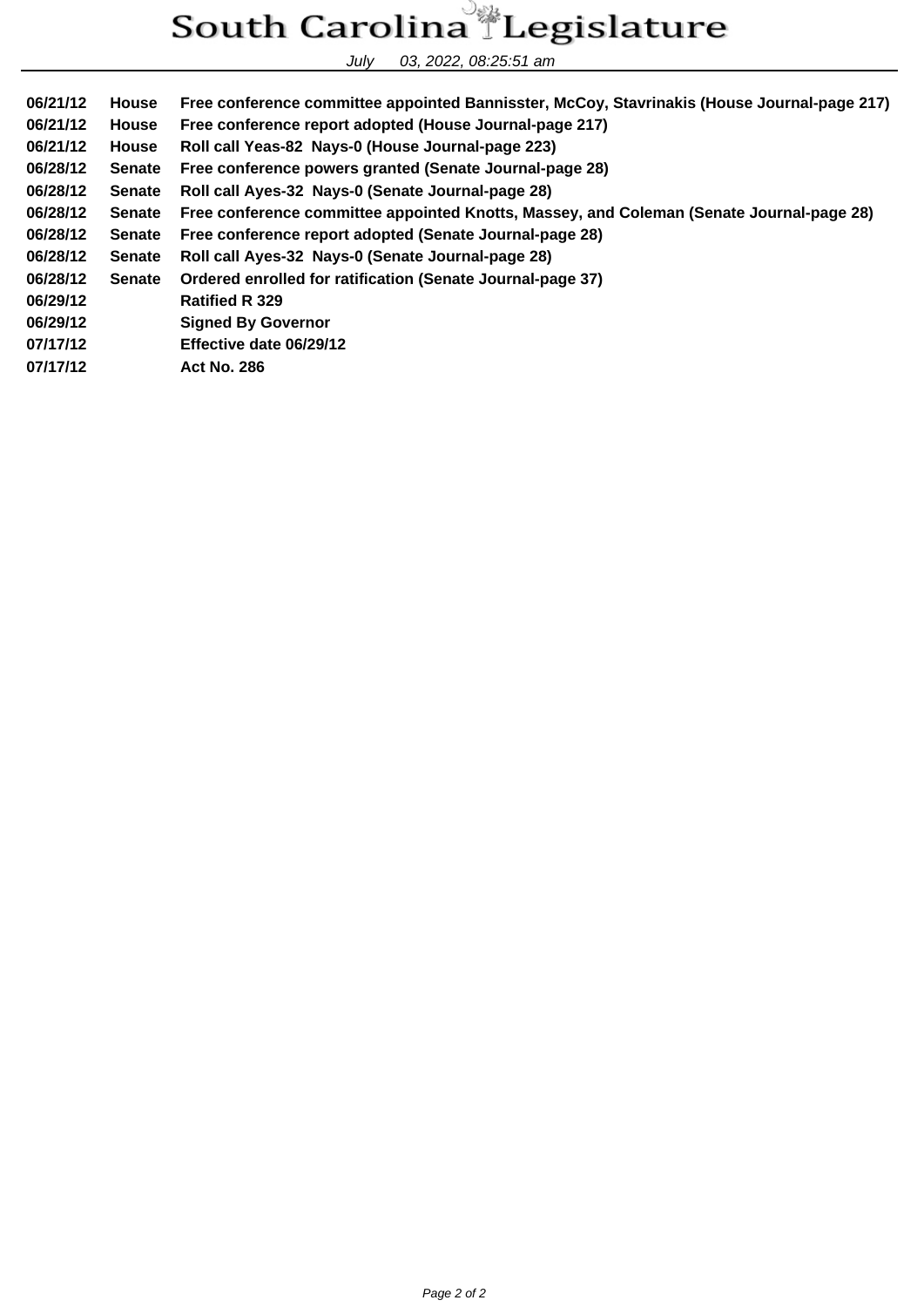| | | |
|---|---|---|
| 06/21/12 | House | Free conference committee appointed Bannisster, McCoy, Stavrinakis (House Journal-page 217) |
| 06/21/12 | House | Free conference report adopted (House Journal-page 217) |
| 06/21/12 | House | Roll call Yeas-82 Nays-0 (House Journal-page 223) |
| 06/28/12 | Senate | Free conference powers granted (Senate Journal-page 28) |
| 06/28/12 | Senate | Roll call Ayes-32 Nays-0 (Senate Journal-page 28) |
| 06/28/12 | Senate | Free conference committee appointed Knotts, Massey, and Coleman (Senate Journal-page 28) |
| 06/28/12 | Senate | Free conference report adopted (Senate Journal-page 28) |
| 06/28/12 | Senate | Roll call Ayes-32 Nays-0 (Senate Journal-page 28) |
| 06/28/12 | Senate | Ordered enrolled for ratification (Senate Journal-page 37) |
| 06/29/12 | | Ratified R 329 |
| 06/29/12 | | Signed By Governor |
| 07/17/12 | | Effective date 06/29/12 |
| 07/17/12 | | Act No. 286 |